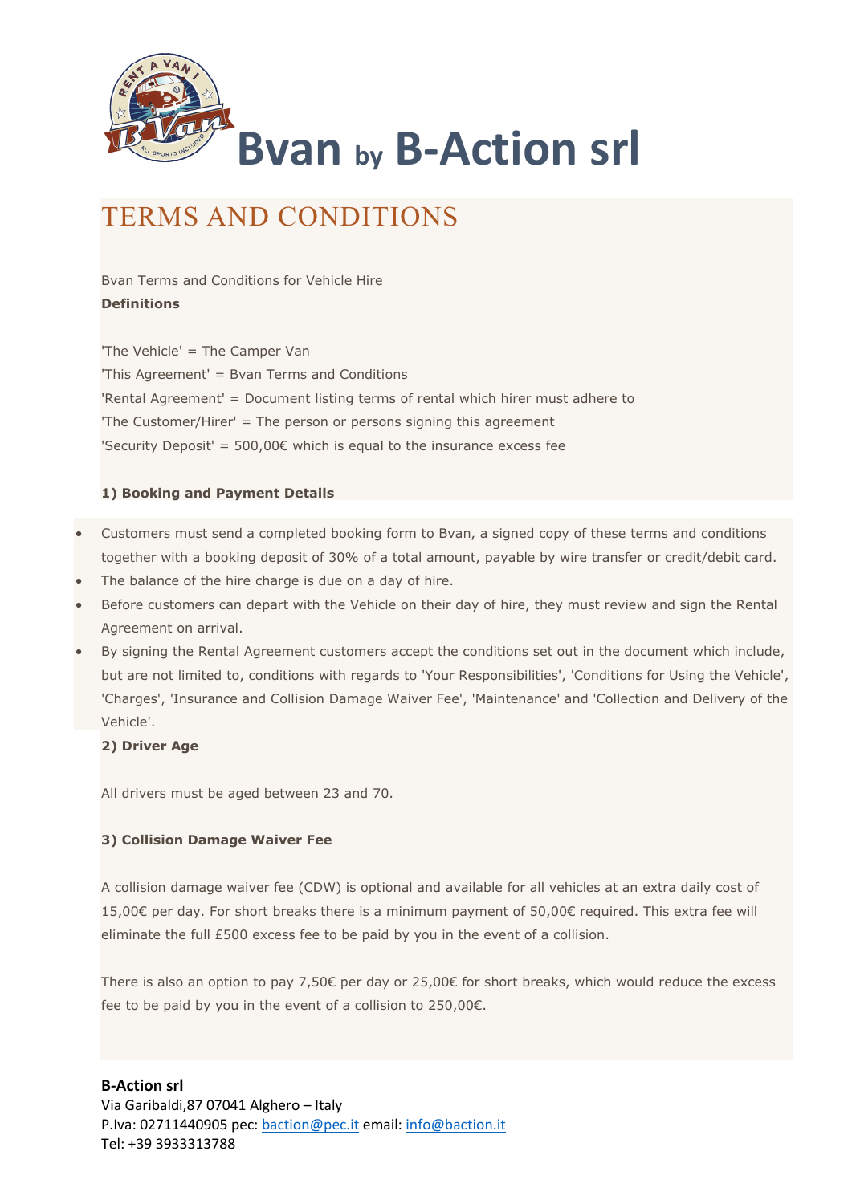# Bvan by B-Action srl

## TERMS AND CONDITIONS

Bvan Terms and Conditions for Vehicle Hire

**Definitions**

'The Vehicle' = The Camper Van

'This Agreement' = Bvan Terms and Conditions

'Rental Agreement' = Document listing terms of rental which hirer must adhere to

'The Customer/Hirer' = The person or persons signing this agreement

'Security Deposit' = 500,00€ which is equal to the insurance excess fee

**1) Booking and Payment Details**

- Customers must send a completed booking form to Bvan, a signed copy of these terms and conditions together with a booking deposit of 30% of a total amount, payable by wire transfer or credit/debit card.
- The balance of the hire charge is due on a day of hire.
- Before customers can depart with the Vehicle on their day of hire, they must review and sign the Rental Agreement on arrival.
- By signing the Rental Agreement customers accept the conditions set out in the document which include, but are not limited to, conditions with regards to 'Your Responsibilities', 'Conditions for Using the Vehicle', 'Charges', 'Insurance and Collision Damage Waiver Fee', 'Maintenance' and 'Collection and Delivery of the Vehicle'.

**2) Driver Age**

All drivers must be aged between 23 and 70.

**3) Collision Damage Waiver Fee**

A collision damage waiver fee (CDW) is optional and available for all vehicles at an extra daily cost of 15,00€ per day. For short breaks there is a minimum payment of 50,00€ required. This extra fee will eliminate the full £500 excess fee to be paid by you in the event of a collision.

There is also an option to pay 7,50€ per day or 25,00€ for short breaks, which would reduce the excess fee to be paid by you in the event of a collision to 250,00€.

**B-Action srl**
Via Garibaldi,87 07041 Alghero – Italy
P.Iva: 02711440905 pec: baction@pec.it email: info@baction.it
Tel: +39 3933313788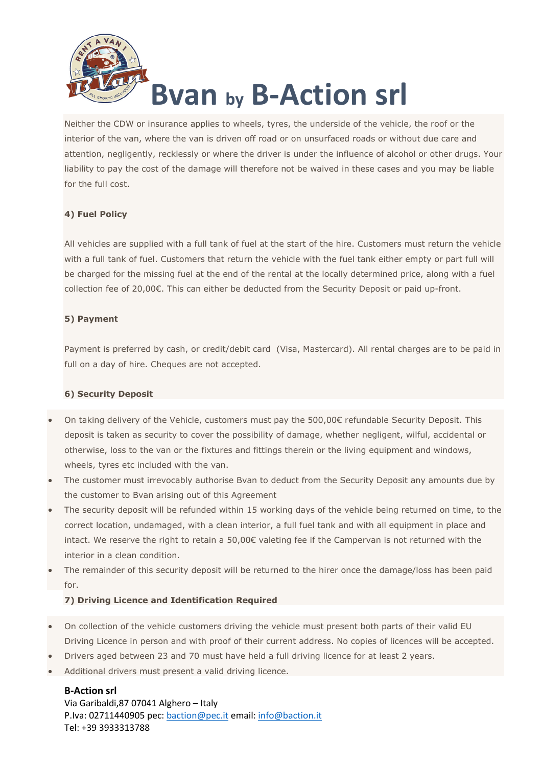Neither the CDW or insurance applies to wheels, tyres, the underside of the vehicle, the roof or the interior of the van, where the van is driven off road or on unsurfaced roads or without due care and attention, negligently, recklessly or where the driver is under the influence of alcohol or other drugs. Your liability to pay the cost of the damage will therefore not be waived in these cases and you may be liable for the full cost.

**4) Fuel Policy**

All vehicles are supplied with a full tank of fuel at the start of the hire. Customers must return the vehicle with a full tank of fuel. Customers that return the vehicle with the fuel tank either empty or part full will be charged for the missing fuel at the end of the rental at the locally determined price, along with a fuel collection fee of 20,00€. This can either be deducted from the Security Deposit or paid up-front.

**5) Payment**

Payment is preferred by cash, or credit/debit card (Visa, Mastercard). All rental charges are to be paid in full on a day of hire. Cheques are not accepted.

**6) Security Deposit**

- On taking delivery of the Vehicle, customers must pay the 500,00€ refundable Security Deposit. This deposit is taken as security to cover the possibility of damage, whether negligent, wilful, accidental or otherwise, loss to the van or the fixtures and fittings therein or the living equipment and windows, wheels, tyres etc included with the van.
- The customer must irrevocably authorise Bvan to deduct from the Security Deposit any amounts due by the customer to Bvan arising out of this Agreement
- The security deposit will be refunded within 15 working days of the vehicle being returned on time, to the correct location, undamaged, with a clean interior, a full fuel tank and with all equipment in place and intact. We reserve the right to retain a 50,00€ valeting fee if the Campervan is not returned with the interior in a clean condition.
- The remainder of this security deposit will be returned to the hirer once the damage/loss has been paid for.

**7) Driving Licence and Identification Required**

- On collection of the vehicle customers driving the vehicle must present both parts of their valid EU Driving Licence in person and with proof of their current address. No copies of licences will be accepted.
- Drivers aged between 23 and 70 must have held a full driving licence for at least 2 years.
- Additional drivers must present a valid driving licence.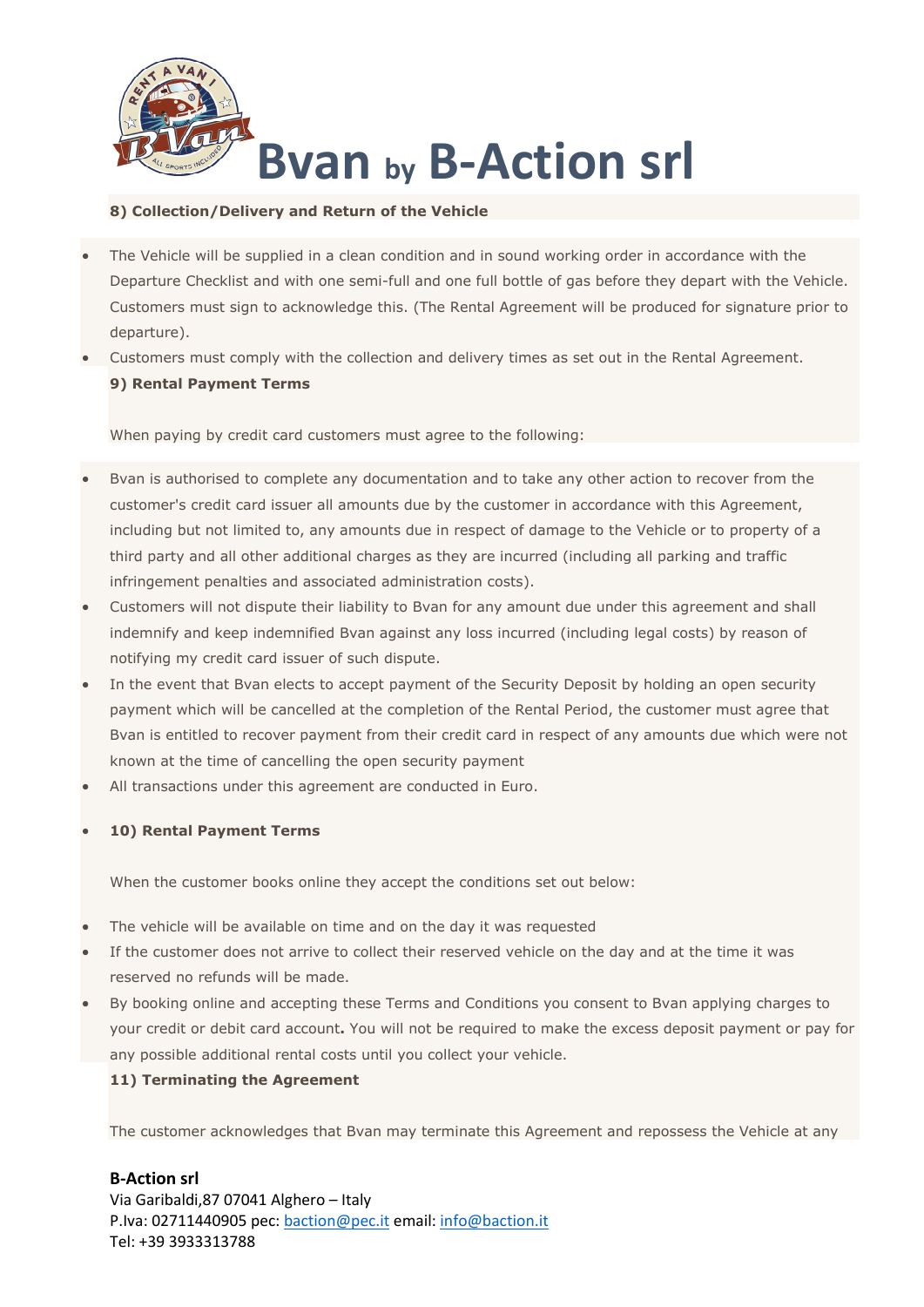**8) Collection/Delivery and Return of the Vehicle**

- The Vehicle will be supplied in a clean condition and in sound working order in accordance with the Departure Checklist and with one semi-full and one full bottle of gas before they depart with the Vehicle. Customers must sign to acknowledge this. (The Rental Agreement will be produced for signature prior to departure).
- Customers must comply with the collection and delivery times as set out in the Rental Agreement.

**9) Rental Payment Terms**

When paying by credit card customers must agree to the following:

- Bvan is authorised to complete any documentation and to take any other action to recover from the customer's credit card issuer all amounts due by the customer in accordance with this Agreement, including but not limited to, any amounts due in respect of damage to the Vehicle or to property of a third party and all other additional charges as they are incurred (including all parking and traffic infringement penalties and associated administration costs).
- Customers will not dispute their liability to Bvan for any amount due under this agreement and shall indemnify and keep indemnified Bvan against any loss incurred (including legal costs) by reason of notifying my credit card issuer of such dispute.
- In the event that Bvan elects to accept payment of the Security Deposit by holding an open security payment which will be cancelled at the completion of the Rental Period, the customer must agree that Bvan is entitled to recover payment from their credit card in respect of any amounts due which were not known at the time of cancelling the open security payment
- All transactions under this agreement are conducted in Euro.

- **10) Rental Payment Terms**

When the customer books online they accept the conditions set out below:

- The vehicle will be available on time and on the day it was requested
- If the customer does not arrive to collect their reserved vehicle on the day and at the time it was reserved no refunds will be made.
- By booking online and accepting these Terms and Conditions you consent to Bvan applying charges to your credit or debit card account**.** You will not be required to make the excess deposit payment or pay for any possible additional rental costs until you collect your vehicle.

**11) Terminating the Agreement**

The customer acknowledges that Bvan may terminate this Agreement and repossess the Vehicle at any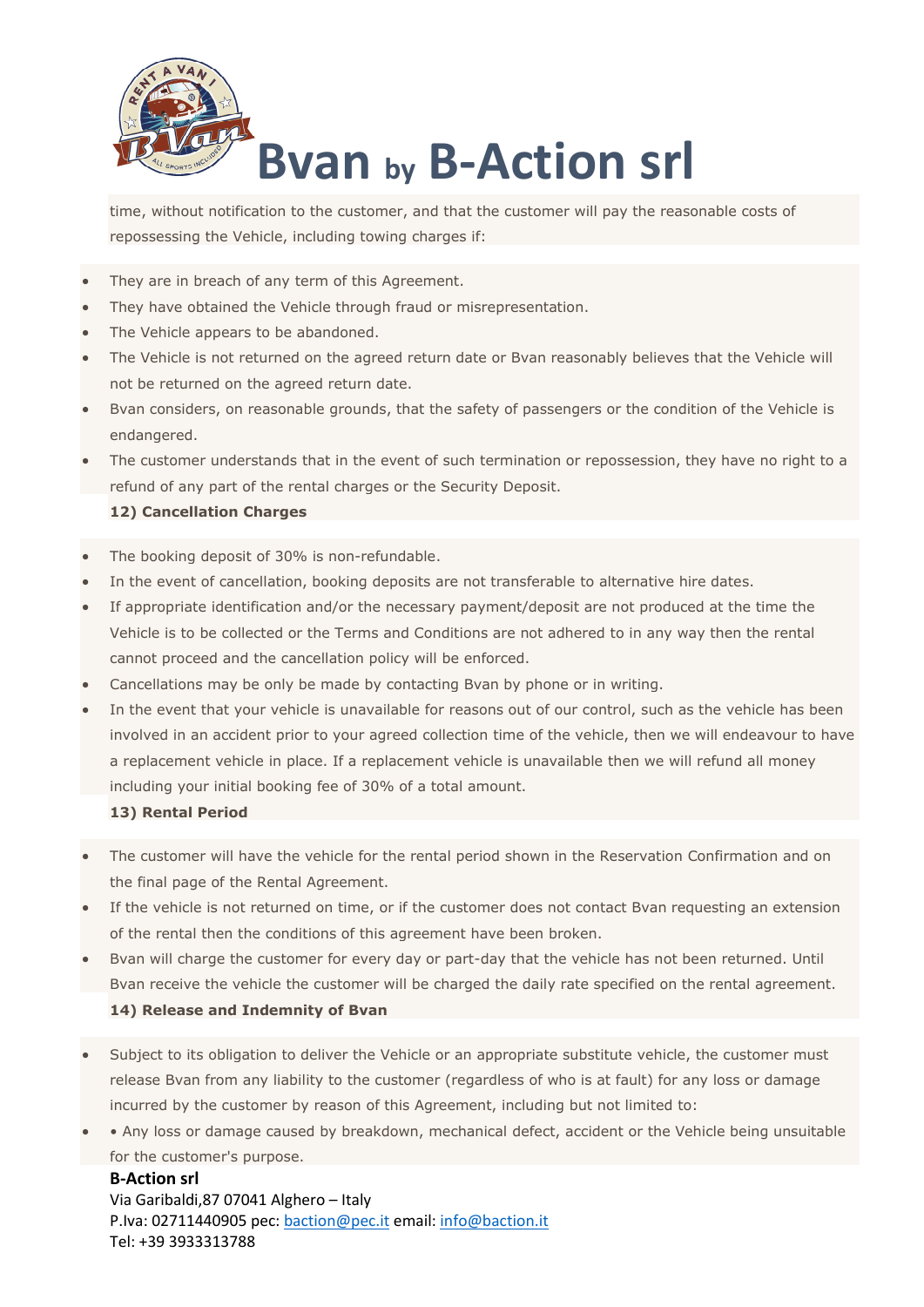time, without notification to the customer, and that the customer will pay the reasonable costs of repossessing the Vehicle, including towing charges if:

- They are in breach of any term of this Agreement.
- They have obtained the Vehicle through fraud or misrepresentation.
- The Vehicle appears to be abandoned.
- The Vehicle is not returned on the agreed return date or Bvan reasonably believes that the Vehicle will not be returned on the agreed return date.
- Bvan considers, on reasonable grounds, that the safety of passengers or the condition of the Vehicle is endangered.
- The customer understands that in the event of such termination or repossession, they have no right to a refund of any part of the rental charges or the Security Deposit.

**12) Cancellation Charges**

- The booking deposit of 30% is non-refundable.
- In the event of cancellation, booking deposits are not transferable to alternative hire dates.
- If appropriate identification and/or the necessary payment/deposit are not produced at the time the Vehicle is to be collected or the Terms and Conditions are not adhered to in any way then the rental cannot proceed and the cancellation policy will be enforced.
- Cancellations may be only be made by contacting Bvan by phone or in writing.
- In the event that your vehicle is unavailable for reasons out of our control, such as the vehicle has been involved in an accident prior to your agreed collection time of the vehicle, then we will endeavour to have a replacement vehicle in place. If a replacement vehicle is unavailable then we will refund all money including your initial booking fee of 30% of a total amount.

**13) Rental Period**

- The customer will have the vehicle for the rental period shown in the Reservation Confirmation and on the final page of the Rental Agreement.
- If the vehicle is not returned on time, or if the customer does not contact Bvan requesting an extension of the rental then the conditions of this agreement have been broken.
- Bvan will charge the customer for every day or part-day that the vehicle has not been returned. Until Bvan receive the vehicle the customer will be charged the daily rate specified on the rental agreement.

**14) Release and Indemnity of Bvan**

- Subject to its obligation to deliver the Vehicle or an appropriate substitute vehicle, the customer must release Bvan from any liability to the customer (regardless of who is at fault) for any loss or damage incurred by the customer by reason of this Agreement, including but not limited to:
- • Any loss or damage caused by breakdown, mechanical defect, accident or the Vehicle being unsuitable for the customer's purpose.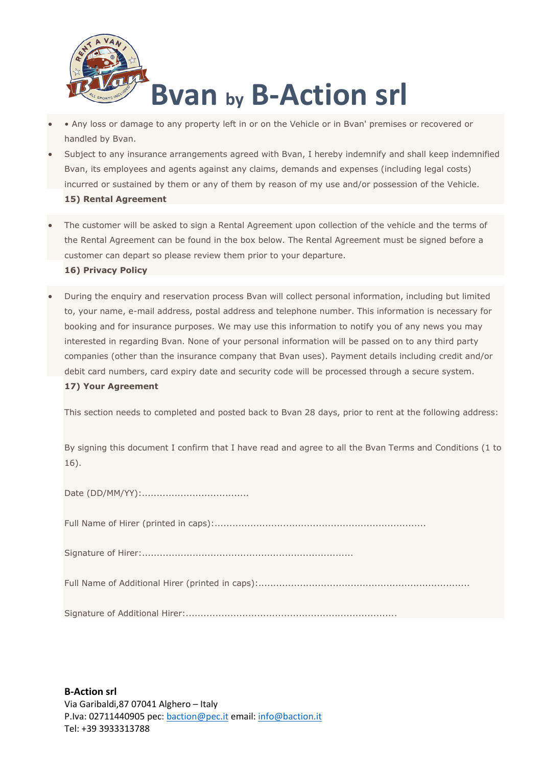- • Any loss or damage to any property left in or on the Vehicle or in Bvan' premises or recovered or handled by Bvan.
- Subject to any insurance arrangements agreed with Bvan, I hereby indemnify and shall keep indemnified Bvan, its employees and agents against any claims, demands and expenses (including legal costs) incurred or sustained by them or any of them by reason of my use and/or possession of the Vehicle.

**15) Rental Agreement**

- The customer will be asked to sign a Rental Agreement upon collection of the vehicle and the terms of the Rental Agreement can be found in the box below. The Rental Agreement must be signed before a customer can depart so please review them prior to your departure.

**16) Privacy Policy**

- During the enquiry and reservation process Bvan will collect personal information, including but limited to, your name, e-mail address, postal address and telephone number. This information is necessary for booking and for insurance purposes. We may use this information to notify you of any news you may interested in regarding Bvan. None of your personal information will be passed on to any third party companies (other than the insurance company that Bvan uses). Payment details including credit and/or debit card numbers, card expiry date and security code will be processed through a secure system.

**17) Your Agreement**

This section needs to completed and posted back to Bvan 28 days, prior to rent at the following address:

By signing this document I confirm that I have read and agree to all the Bvan Terms and Conditions (1 to 16).

Date (DD/MM/YY):....................................

Full Name of Hirer (printed in caps):......................................................................

Signature of Hirer:......................................................................

Full Name of Additional Hirer (printed in caps):......................................................................

Signature of Additional Hirer:......................................................................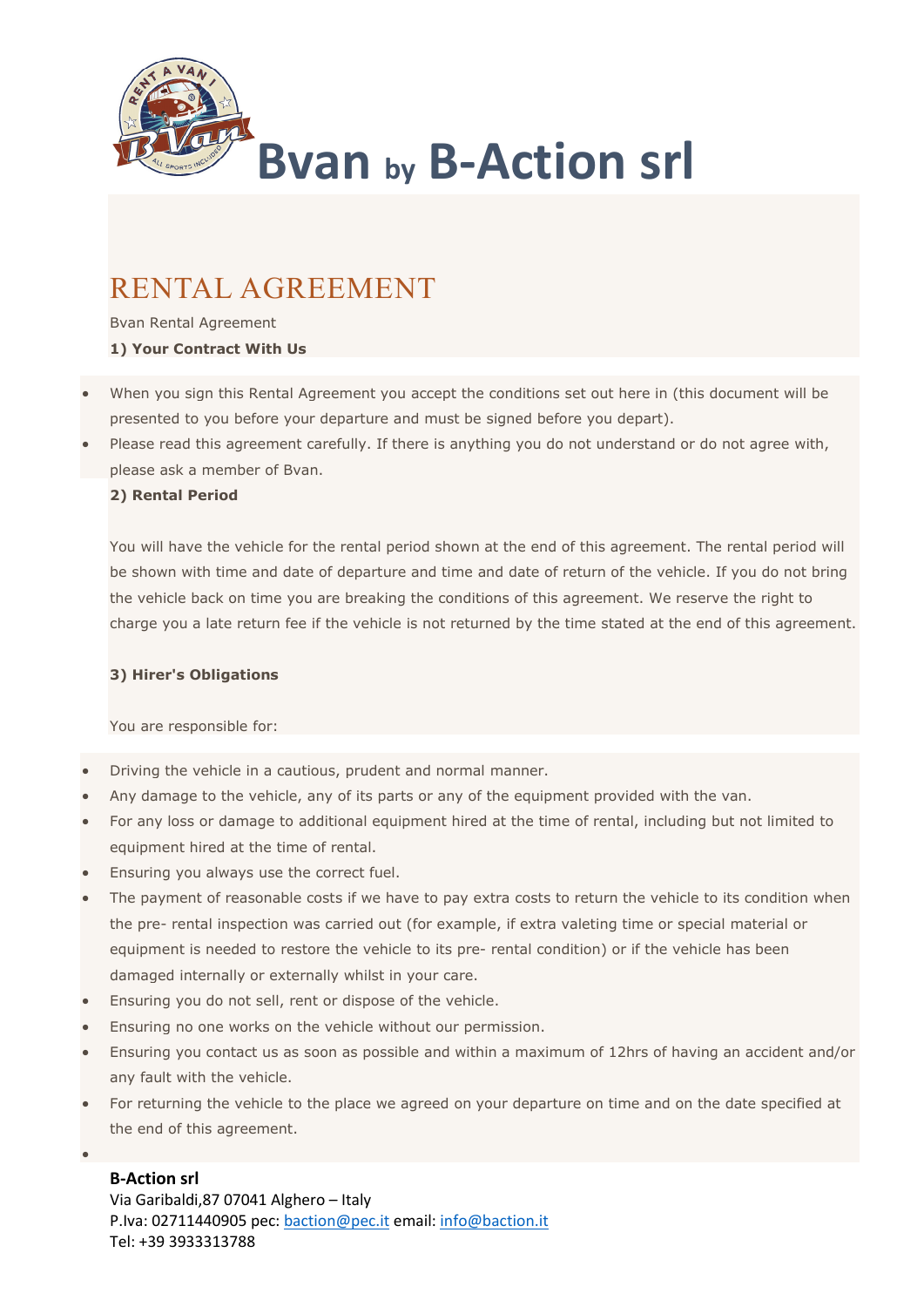# Bvan by B-Action srl

## RENTAL AGREEMENT

Bvan Rental Agreement

**1) Your Contract With Us**

- When you sign this Rental Agreement you accept the conditions set out here in (this document will be presented to you before your departure and must be signed before you depart).
- Please read this agreement carefully. If there is anything you do not understand or do not agree with, please ask a member of Bvan.

**2) Rental Period**

You will have the vehicle for the rental period shown at the end of this agreement. The rental period will be shown with time and date of departure and time and date of return of the vehicle. If you do not bring the vehicle back on time you are breaking the conditions of this agreement. We reserve the right to charge you a late return fee if the vehicle is not returned by the time stated at the end of this agreement.

**3) Hirer's Obligations**

You are responsible for:

- Driving the vehicle in a cautious, prudent and normal manner.
- Any damage to the vehicle, any of its parts or any of the equipment provided with the van.
- For any loss or damage to additional equipment hired at the time of rental, including but not limited to equipment hired at the time of rental.
- Ensuring you always use the correct fuel.
- The payment of reasonable costs if we have to pay extra costs to return the vehicle to its condition when the pre- rental inspection was carried out (for example, if extra valeting time or special material or equipment is needed to restore the vehicle to its pre- rental condition) or if the vehicle has been damaged internally or externally whilst in your care.
- Ensuring you do not sell, rent or dispose of the vehicle.
- Ensuring no one works on the vehicle without our permission.
- Ensuring you contact us as soon as possible and within a maximum of 12hrs of having an accident and/or any fault with the vehicle.
- For returning the vehicle to the place we agreed on your departure on time and on the date specified at the end of this agreement.

**B-Action srl**
Via Garibaldi,87 07041 Alghero – Italy
P.Iva: 02711440905 pec: baction@pec.it email: info@baction.it
Tel: +39 3933313788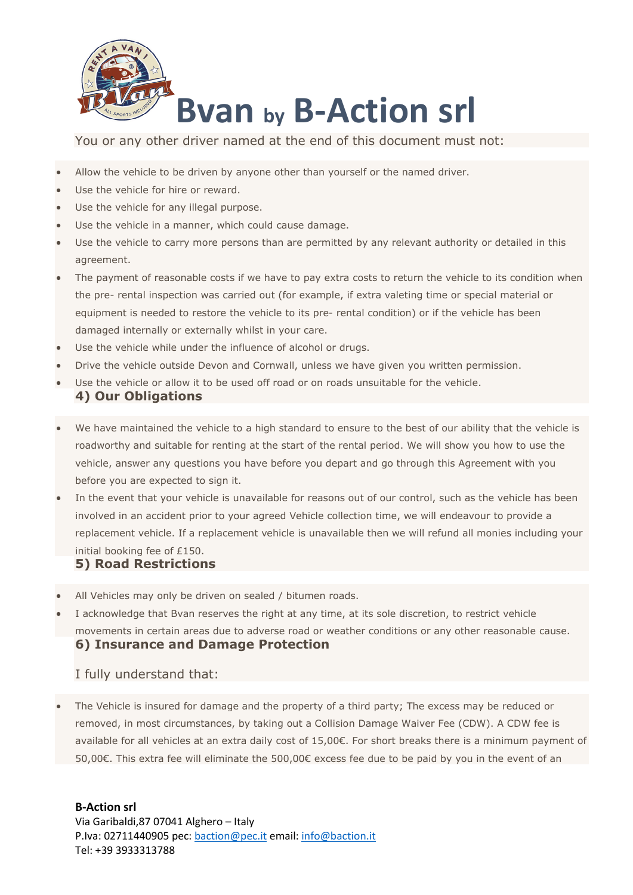# Bvan by B-Action srl

You or any other driver named at the end of this document must not:

- Allow the vehicle to be driven by anyone other than yourself or the named driver.
- Use the vehicle for hire or reward.
- Use the vehicle for any illegal purpose.
- Use the vehicle in a manner, which could cause damage.
- Use the vehicle to carry more persons than are permitted by any relevant authority or detailed in this agreement.
- The payment of reasonable costs if we have to pay extra costs to return the vehicle to its condition when the pre- rental inspection was carried out (for example, if extra valeting time or special material or equipment is needed to restore the vehicle to its pre- rental condition) or if the vehicle has been damaged internally or externally whilst in your care.
- Use the vehicle while under the influence of alcohol or drugs.
- Drive the vehicle outside Devon and Cornwall, unless we have given you written permission.
- Use the vehicle or allow it to be used off road or on roads unsuitable for the vehicle.

## 4) Our Obligations

- We have maintained the vehicle to a high standard to ensure to the best of our ability that the vehicle is roadworthy and suitable for renting at the start of the rental period. We will show you how to use the vehicle, answer any questions you have before you depart and go through this Agreement with you before you are expected to sign it.
- In the event that your vehicle is unavailable for reasons out of our control, such as the vehicle has been involved in an accident prior to your agreed Vehicle collection time, we will endeavour to provide a replacement vehicle. If a replacement vehicle is unavailable then we will refund all monies including your initial booking fee of £150.

## 5) Road Restrictions

- All Vehicles may only be driven on sealed / bitumen roads.
- I acknowledge that Bvan reserves the right at any time, at its sole discretion, to restrict vehicle movements in certain areas due to adverse road or weather conditions or any other reasonable cause.

## 6) Insurance and Damage Protection

I fully understand that:

- The Vehicle is insured for damage and the property of a third party; The excess may be reduced or removed, in most circumstances, by taking out a Collision Damage Waiver Fee (CDW). A CDW fee is available for all vehicles at an extra daily cost of 15,00€. For short breaks there is a minimum payment of 50,00€. This extra fee will eliminate the 500,00€ excess fee due to be paid by you in the event of an

**B-Action srl**
Via Garibaldi,87 07041 Alghero – Italy
P.Iva: 02711440905 pec: baction@pec.it email: info@bactio.it
Tel: +39 3933313788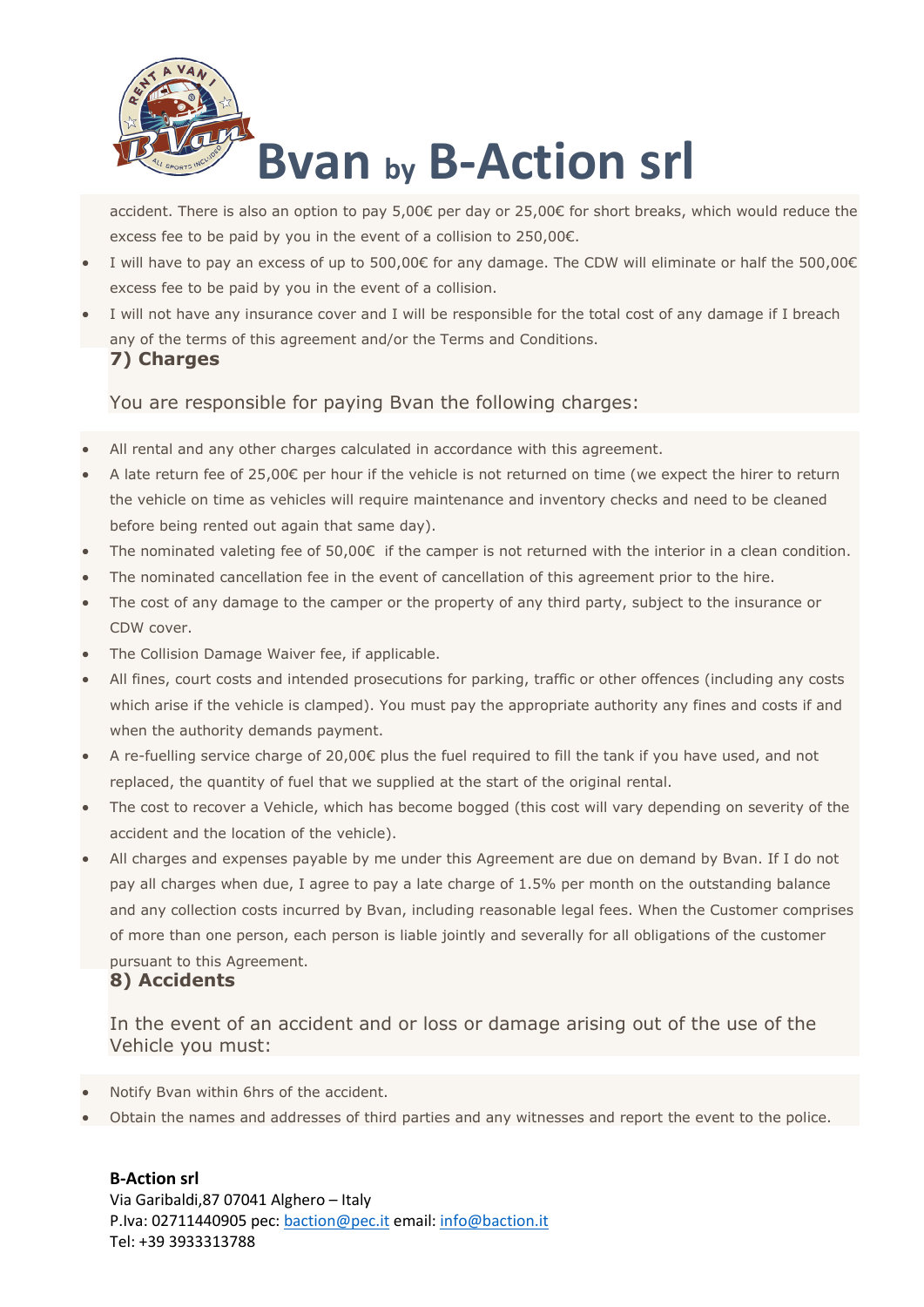accident. There is also an option to pay 5,00€ per day or 25,00€ for short breaks, which would reduce the excess fee to be paid by you in the event of a collision to 250,00€.

- I will have to pay an excess of up to 500,00€ for any damage. The CDW will eliminate or half the 500,00€ excess fee to be paid by you in the event of a collision.
- I will not have any insurance cover and I will be responsible for the total cost of any damage if I breach any of the terms of this agreement and/or the Terms and Conditions.

### 7) Charges

You are responsible for paying Bvan the following charges:

- All rental and any other charges calculated in accordance with this agreement.
- A late return fee of 25,00€ per hour if the vehicle is not returned on time (we expect the hirer to return the vehicle on time as vehicles will require maintenance and inventory checks and need to be cleaned before being rented out again that same day).
- The nominated valeting fee of 50,00€ if the camper is not returned with the interior in a clean condition.
- The nominated cancellation fee in the event of cancellation of this agreement prior to the hire.
- The cost of any damage to the camper or the property of any third party, subject to the insurance or CDW cover.
- The Collision Damage Waiver fee, if applicable.
- All fines, court costs and intended prosecutions for parking, traffic or other offences (including any costs which arise if the vehicle is clamped). You must pay the appropriate authority any fines and costs if and when the authority demands payment.
- A re-fuelling service charge of 20,00€ plus the fuel required to fill the tank if you have used, and not replaced, the quantity of fuel that we supplied at the start of the original rental.
- The cost to recover a Vehicle, which has become bogged (this cost will vary depending on severity of the accident and the location of the vehicle).
- All charges and expenses payable by me under this Agreement are due on demand by Bvan. If I do not pay all charges when due, I agree to pay a late charge of 1.5% per month on the outstanding balance and any collection costs incurred by Bvan, including reasonable legal fees. When the Customer comprises of more than one person, each person is liable jointly and severally for all obligations of the customer pursuant to this Agreement.

### 8) Accidents

In the event of an accident and or loss or damage arising out of the use of the Vehicle you must:

- Notify Bvan within 6hrs of the accident.
- Obtain the names and addresses of third parties and any witnesses and report the event to the police.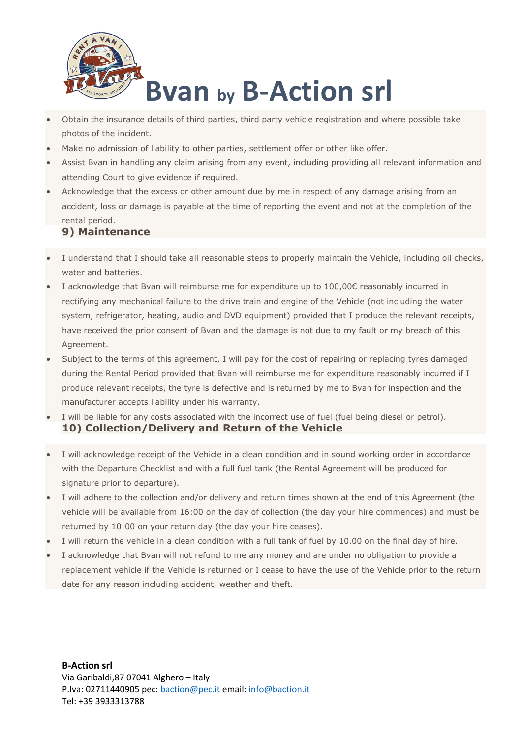- Obtain the insurance details of third parties, third party vehicle registration and where possible take photos of the incident.
- Make no admission of liability to other parties, settlement offer or other like offer.
- Assist Bvan in handling any claim arising from any event, including providing all relevant information and attending Court to give evidence if required.
- Acknowledge that the excess or other amount due by me in respect of any damage arising from an accident, loss or damage is payable at the time of reporting the event and not at the completion of the rental period.

## 9) Maintenance

- I understand that I should take all reasonable steps to properly maintain the Vehicle, including oil checks, water and batteries.
- I acknowledge that Bvan will reimburse me for expenditure up to 100,00€ reasonably incurred in rectifying any mechanical failure to the drive train and engine of the Vehicle (not including the water system, refrigerator, heating, audio and DVD equipment) provided that I produce the relevant receipts, have received the prior consent of Bvan and the damage is not due to my fault or my breach of this Agreement.
- Subject to the terms of this agreement, I will pay for the cost of repairing or replacing tyres damaged during the Rental Period provided that Bvan will reimburse me for expenditure reasonably incurred if I produce relevant receipts, the tyre is defective and is returned by me to Bvan for inspection and the manufacturer accepts liability under his warranty.
- I will be liable for any costs associated with the incorrect use of fuel (fuel being diesel or petrol).

## 10) Collection/Delivery and Return of the Vehicle

- I will acknowledge receipt of the Vehicle in a clean condition and in sound working order in accordance with the Departure Checklist and with a full fuel tank (the Rental Agreement will be produced for signature prior to departure).
- I will adhere to the collection and/or delivery and return times shown at the end of this Agreement (the vehicle will be available from 16:00 on the day of collection (the day your hire commences) and must be returned by 10:00 on your return day (the day your hire ceases).
- I will return the vehicle in a clean condition with a full tank of fuel by 10.00 on the final day of hire.
- I acknowledge that Bvan will not refund to me any money and are under no obligation to provide a replacement vehicle if the Vehicle is returned or I cease to have the use of the Vehicle prior to the return date for any reason including accident, weather and theft.